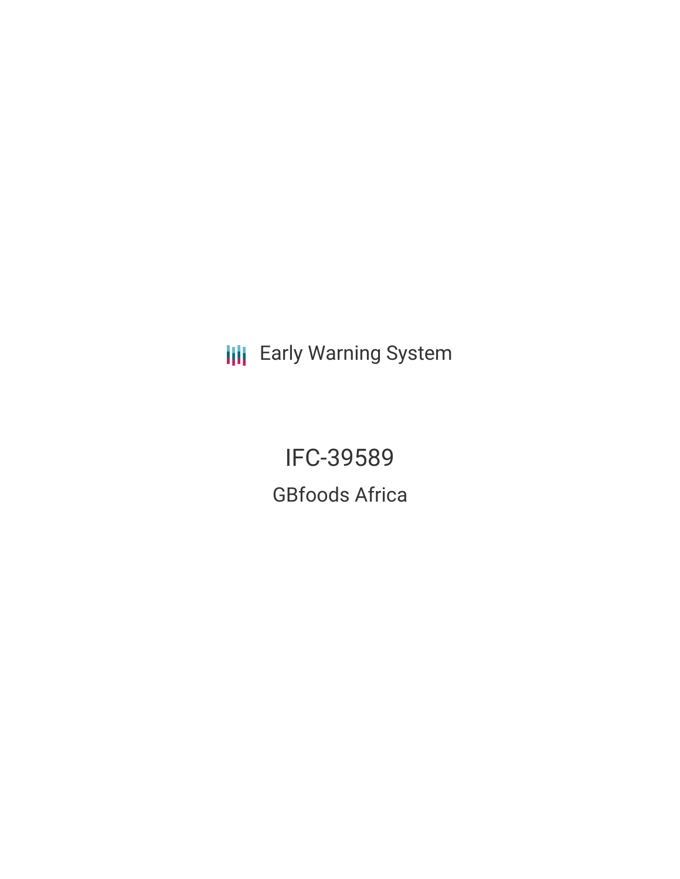Early Warning System

# IFC-39589

## GBfoods Africa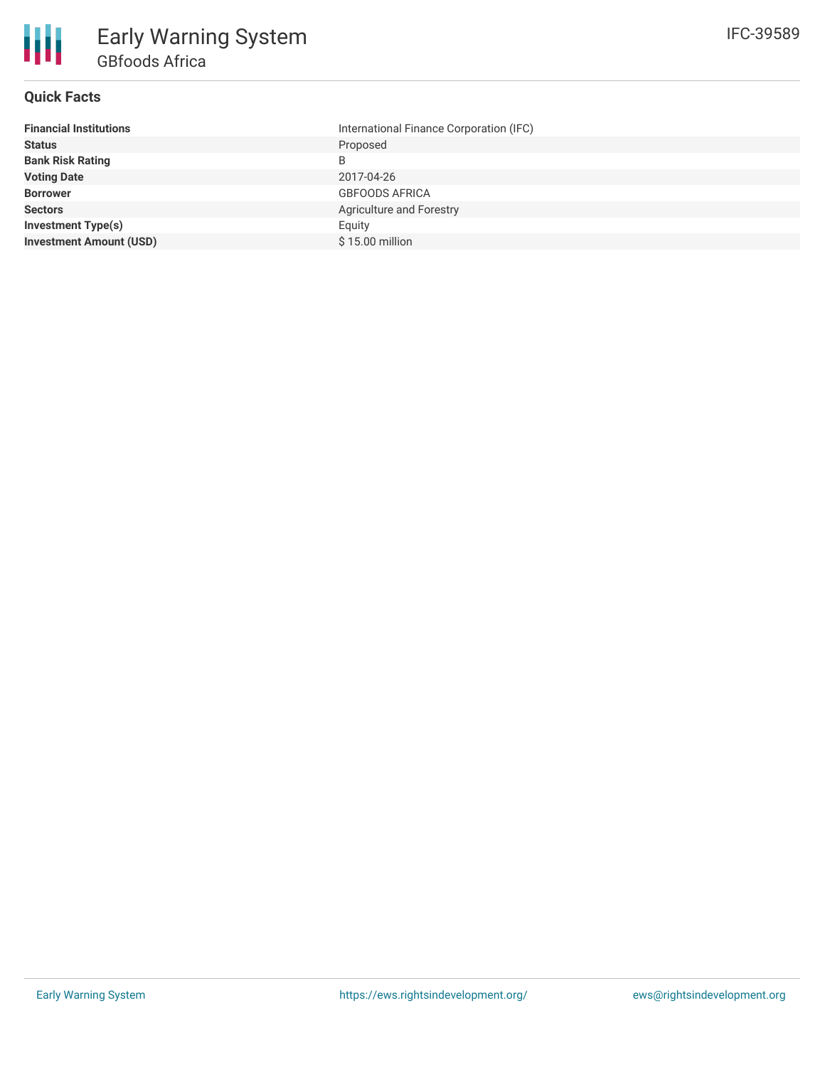# Early Warning System

## GBfoods Africa

IFC-39589

### Quick Facts

| | |
|---|---|
| **Financial Institutions** | International Finance Corporation (IFC) |
| **Status** | Proposed |
| **Bank Risk Rating** | B |
| **Voting Date** | 2017-04-26 |
| **Borrower** | GBFOODS AFRICA |
| **Sectors** | Agriculture and Forestry |
| **Investment Type(s)** | Equity |
| **Investment Amount (USD)** | $ 15.00 million |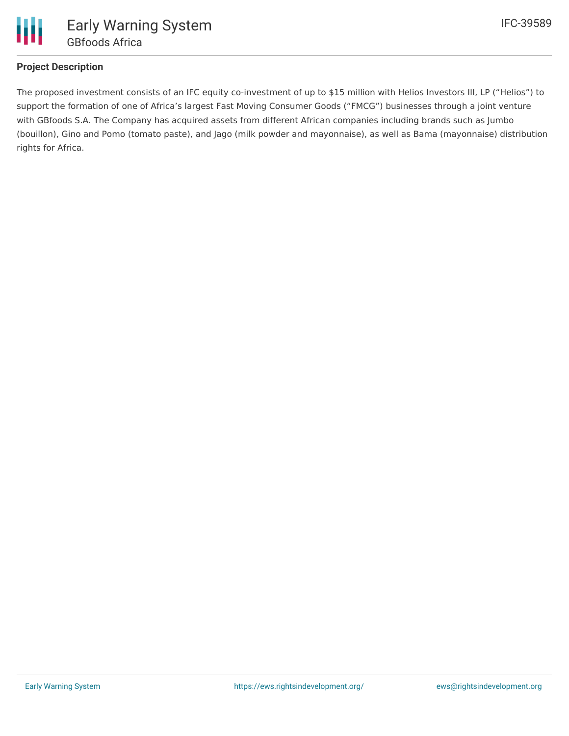## Project Description

The proposed investment consists of an IFC equity co-investment of up to $15 million with Helios Investors III, LP (“Helios”) to support the formation of one of Africa’s largest Fast Moving Consumer Goods (“FMCG”) businesses through a joint venture with GBfoods S.A. The Company has acquired assets from different African companies including brands such as Jumbo (bouillon), Gino and Pomo (tomato paste), and Jago (milk powder and mayonnaise), as well as Bama (mayonnaise) distribution rights for Africa.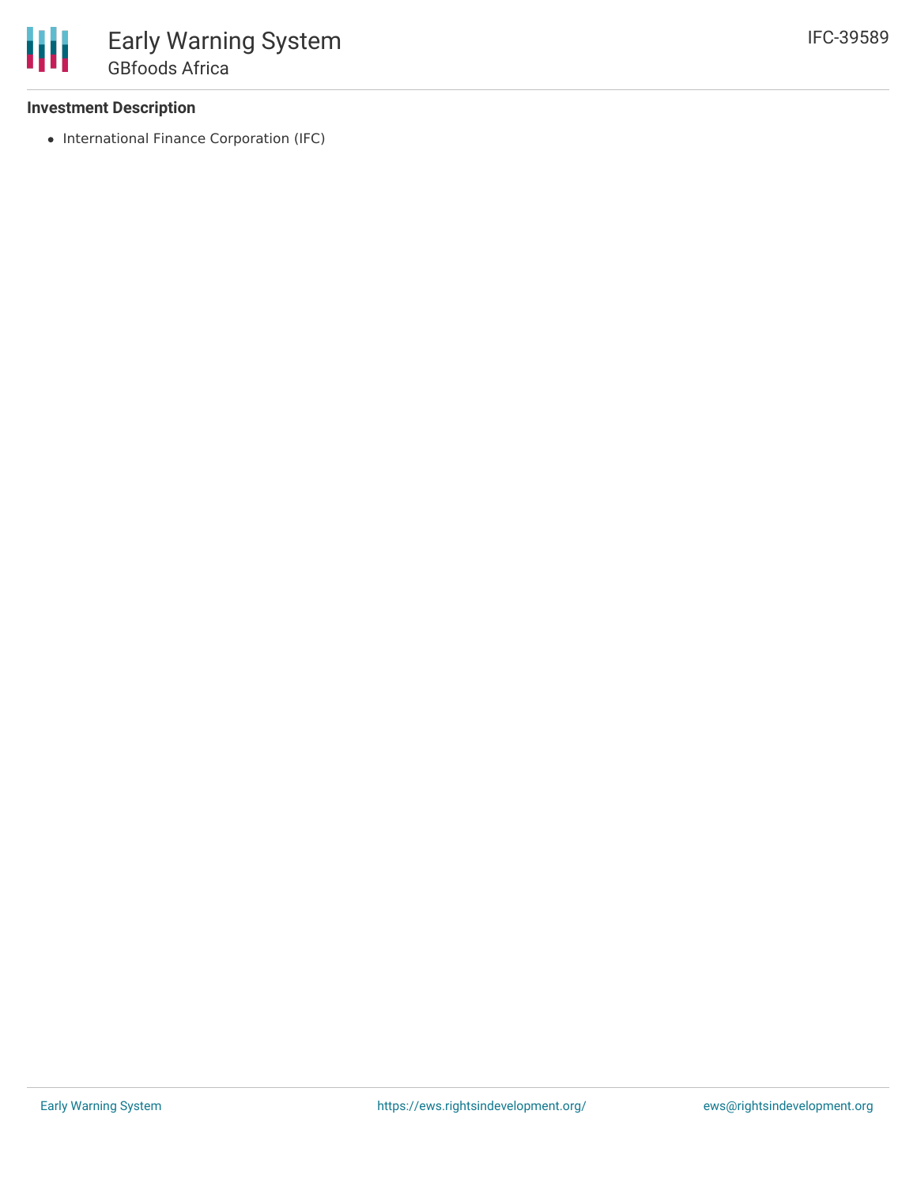### Investment Description

- International Finance Corporation (IFC)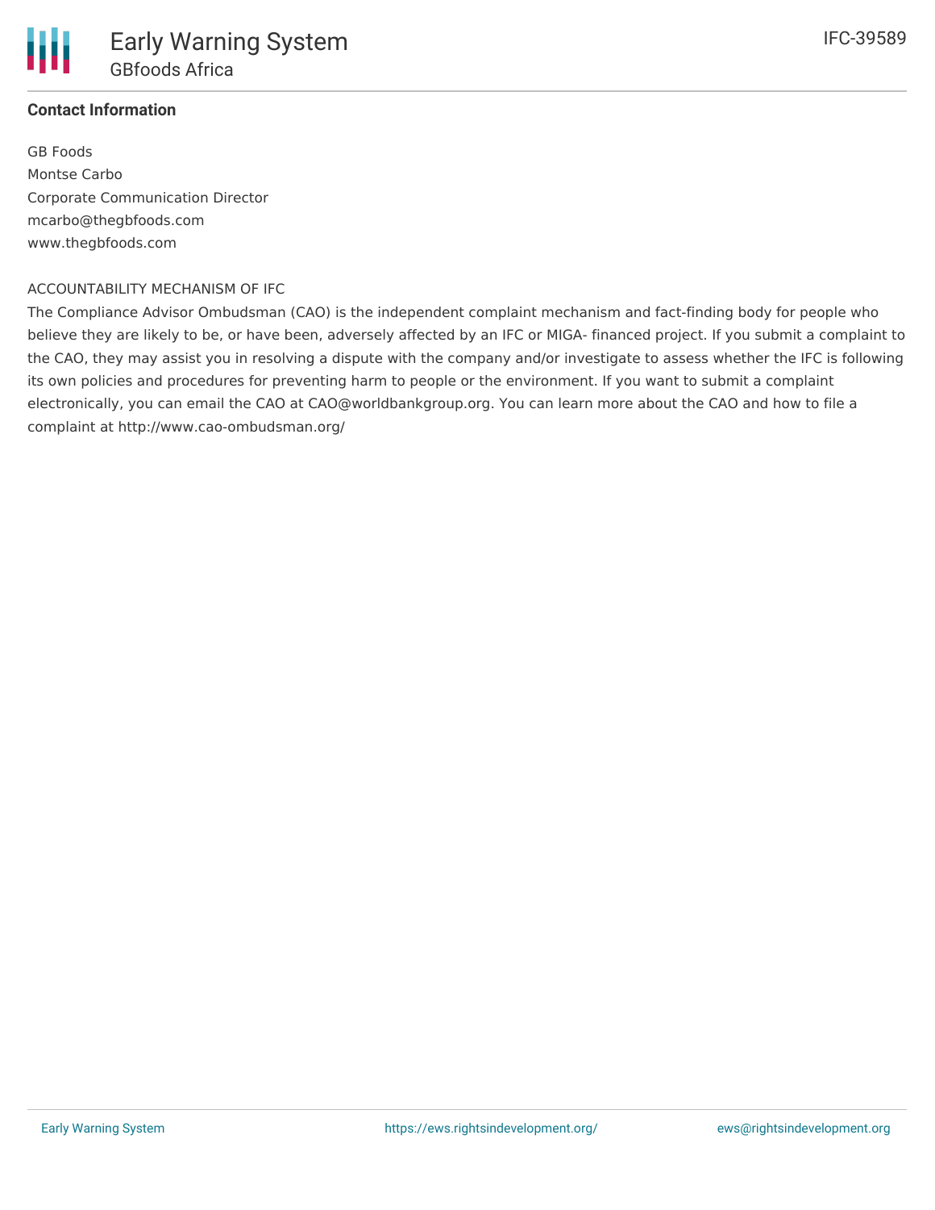**Contact Information**

GB Foods
Montse Carbo
Corporate Communication Director
mcarbo@thegbfoods.com
www.thegbfoods.com

ACCOUNTABILITY MECHANISM OF IFC

The Compliance Advisor Ombudsman (CAO) is the independent complaint mechanism and fact-finding body for people who believe they are likely to be, or have been, adversely affected by an IFC or MIGA- financed project. If you submit a complaint to the CAO, they may assist you in resolving a dispute with the company and/or investigate to assess whether the IFC is following its own policies and procedures for preventing harm to people or the environment. If you want to submit a complaint electronically, you can email the CAO at CAO@worldbankgroup.org. You can learn more about the CAO and how to file a complaint at http://www.cao-ombudsman.org/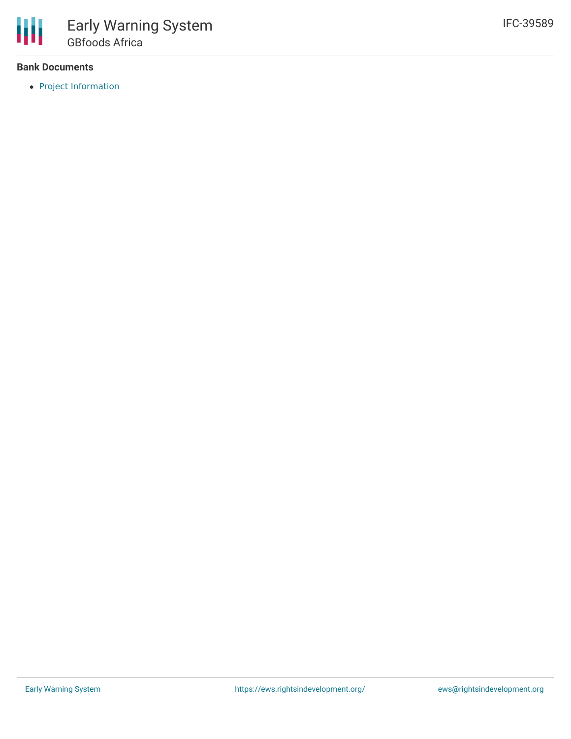**Bank Documents**

- Project Information